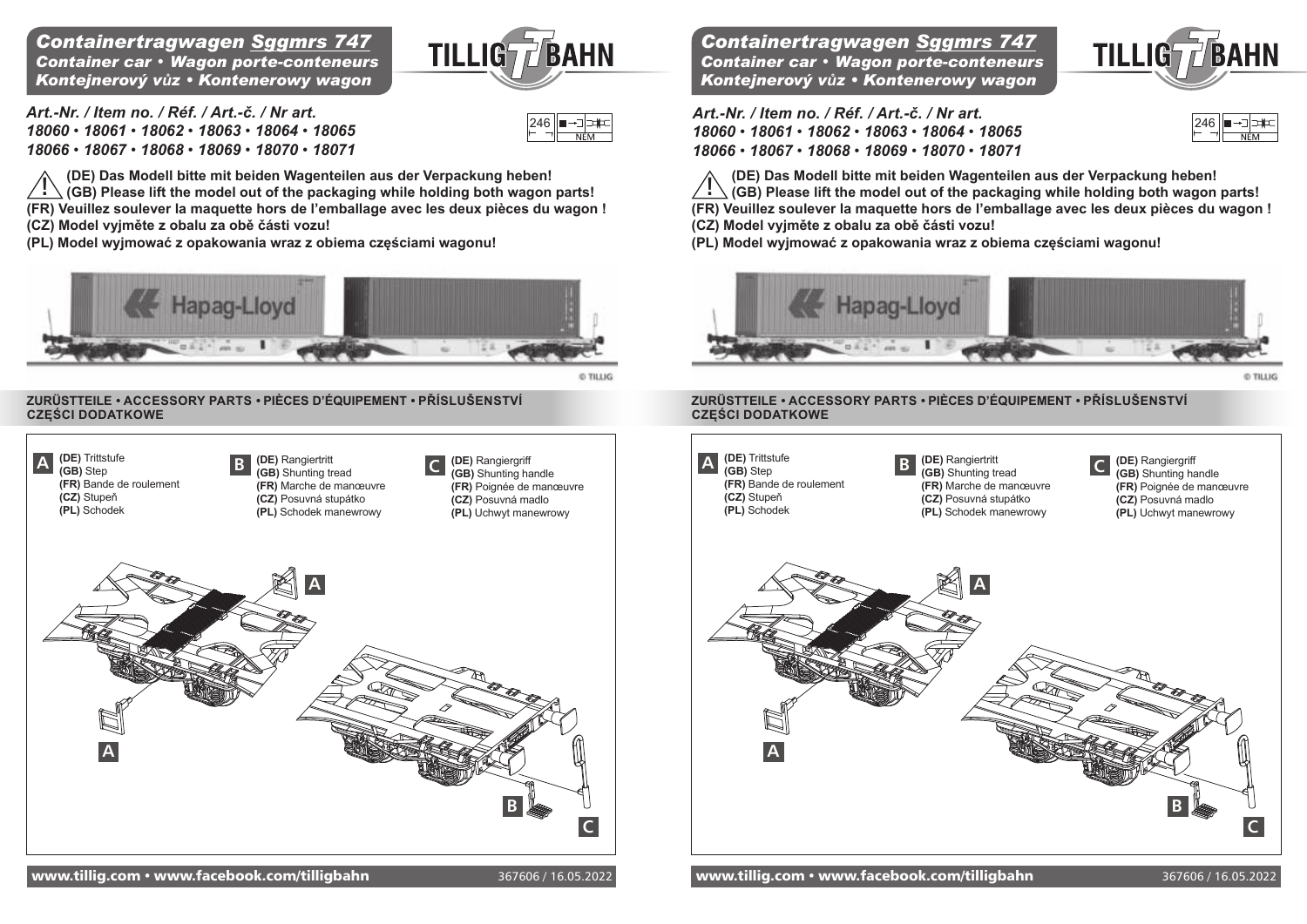# Containertragwagen Sggmrs 747

*Container car • Wagon porte-conteneurs*
*Kontejnerový vůz • Kontenerowy wagon*

**TILLIG TT BAHN**

*Art.-Nr. / Item no. / Réf. / Art.-č. / Nr art.*
*18060 • 18061 • 18062 • 18063 • 18064 • 18065*
*18066 • 18067 • 18068 • 18069 • 18070 • 18071*

246 NEM

**(DE) Das Modell bitte mit beiden Wagenteilen aus der Verpackung heben!**
**(GB) Please lift the model out of the packaging while holding both wagon parts!**
**(FR) Veuillez soulever la maquette hors de l'emballage avec les deux pièces du wagon !**
**(CZ) Model vyjměte z obalu za obě části vozu!**
**(PL) Model wyjmować z opakowania wraz z obiema częściami wagonu!**

© TILLIG

## ZURÜSTTEILE • ACCESSORY PARTS • PIÈCES D'ÉQUIPEMENT • PŘÍSLUŠENSTVÍ CZĘŚCI DODATKOWE

**A**
**(DE)** Trittstufe
**(GB)** Step
**(FR)** Bande de roulement
**(CZ)** Stupeň
**(PL)** Schodek

**B**
**(DE)** Rangiertritt
**(GB)** Shunting tread
**(FR)** Marche de manœuvre
**(CZ)** Posuvná stupátko
**(PL)** Schodek manewrowy

**C**
**(DE)** Rangiergriff
**(GB)** Shunting handle
**(FR)** Poignée de manœuvre
**(CZ)** Posuvná madlo
**(PL)** Uchwyt manewrowy

www.tillig.com • www.facebook.com/tilligbahn

367606 / 16.05.2022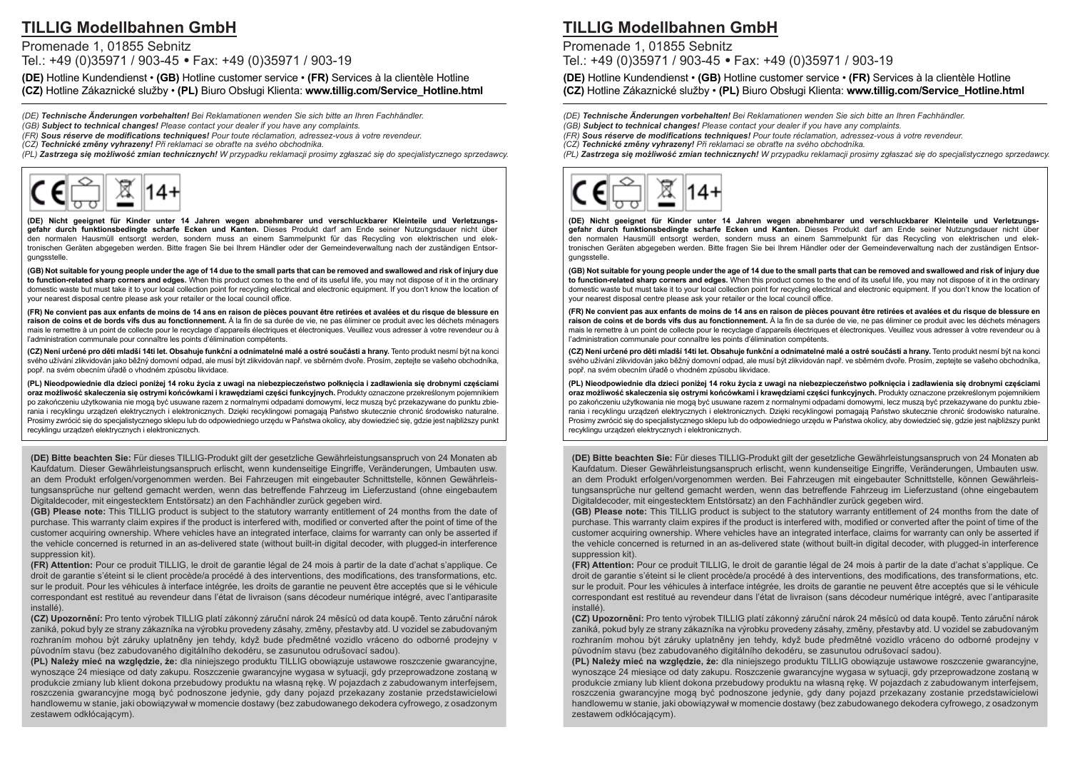# TILLIG Modellbahnen GmbH

Promenade 1, 01855 Sebnitz
Tel.: +49 (0)35971 / 903-45 • Fax: +49 (0)35971 / 903-19

**(DE)** Hotline Kundendienst • **(GB)** Hotline customer service • **(FR)** Services à la clientèle Hotline
**(CZ)** Hotline Zákaznické služby • **(PL)** Biuro Obsługi Klienta: **www.tillig.com/Service_Hotline.html**

*(DE) **Technische Änderungen vorbehalten!** Bei Reklamationen wenden Sie sich bitte an Ihren Fachhändler.*
*(GB) **Subject to technical changes!** Please contact your dealer if you have any complaints.*
*(FR) **Sous réserve de modifications techniques!** Pour toute réclamation, adressez-vous à votre revendeur.*
*(CZ) **Technické změny vyhrazeny!** Při reklamaci se obraťte na svého obchodníka.*
*(PL) **Zastrzega się możliwość zmian technicznych!** W przypadku reklamacji prosimy zgłaszać się do specjalistycznego sprzedawcy.*

**(DE) Nicht geeignet für Kinder unter 14 Jahren wegen abnehmbarer und verschluckbarer Kleinteile und Verletzungsgefahr durch funktionsbedingte scharfe Ecken und Kanten.** Dieses Produkt darf am Ende seiner Nutzungsdauer nicht über den normalen Hausmüll entsorgt werden, sondern muss an einem Sammelpunkt für das Recycling von elektrischen und elektronischen Geräten abgegeben werden. Bitte fragen Sie bei Ihrem Händler oder der Gemeindeverwaltung nach der zuständigen Entsorgungsstelle.

**(GB) Not suitable for young people under the age of 14 due to the small parts that can be removed and swallowed and risk of injury due to function-related sharp corners and edges.** When this product comes to the end of its useful life, you may not dispose of it in the ordinary domestic waste but must take it to your local collection point for recycling electrical and electronic equipment. If you don't know the location of your nearest disposal centre please ask your retailer or the local council office.

**(FR) Ne convient pas aux enfants de moins de 14 ans en raison de pièces pouvant être retirées et avalées et du risque de blessure en raison de coins et de bords vifs dus au fonctionnement.** À la fin de sa durée de vie, ne pas éliminer ce produit avec les déchets ménagers mais le remettre à un point de collecte pour le recyclage d'appareils électriques et électroniques. Veuillez vous adresser à votre revendeur ou à l'administration communale pour connaître les points d'élimination compétents.

**(CZ) Není určené pro děti mladší 14ti let. Obsahuje funkční a odnímatelné malé a ostré součásti a hrany.** Tento produkt nesmí být na konci svého užívání zlikvidován jako běžný domovní odpad, ale musí být zlikvidován např. ve sběrném dvoře. Prosím, zeptejte se vašeho obchodníka, popř. na svém obecním úřadě o vhodném způsobu likvidace.

**(PL) Nieodpowiednie dla dzieci poniżej 14 roku życia z uwagi na niebezpieczeństwo połknięcia i zadławienia się drobnymi częściami oraz możliwość skaleczenia się ostrymi końcówkami i krawędziami części funkcyjnych.** Produkty oznaczone przekreślonym pojemnikiem po zakończeniu użytkowania nie mogą być usuwane razem z normalnymi odpadami domowymi, lecz muszą być przekazywane do punktu zbierania i recyklingu urządzeń elektrycznych i elektronicznych. Dzięki recyklingowi pomagają Państwo skutecznie chronić środowisko naturalne. Prosimy zwrócić się do specjalistycznego sklepu lub do odpowiedniego urzędu w Państwa okolicy, aby dowiedzieć się, gdzie jest najbliższy punkt recyklingu urządzeń elektrycznych i elektronicznych.

**(DE) Bitte beachten Sie:** Für dieses TILLIG-Produkt gilt der gesetzliche Gewährleistungsanspruch von 24 Monaten ab Kaufdatum. Dieser Gewährleistungsanspruch erlischt, wenn kundenseitige Eingriffe, Veränderungen, Umbauten usw. an dem Produkt erfolgen/vorgenommen werden. Bei Fahrzeugen mit eingebauter Schnittstelle, können Gewährleistungsansprüche nur geltend gemacht werden, wenn das betreffende Fahrzeug im Lieferzustand (ohne eingebautem Digitaldecoder, mit eingestecktem Entstörsatz) an den Fachhändler zurück gegeben wird.
**(GB) Please note:** This TILLIG product is subject to the statutory warranty entitlement of 24 months from the date of purchase. This warranty claim expires if the product is interfered with, modified or converted after the point of time of the customer acquiring ownership. Where vehicles have an integrated interface, claims for warranty can only be asserted if the vehicle concerned is returned in an as-delivered state (without built-in digital decoder, with plugged-in interference suppression kit).
**(FR) Attention:** Pour ce produit TILLIG, le droit de garantie légal de 24 mois à partir de la date d'achat s'applique. Ce droit de garantie s'éteint si le client procède/a procédé à des interventions, des modifications, des transformations, etc. sur le produit. Pour les véhicules à interface intégrée, les droits de garantie ne peuvent être acceptés que si le véhicule correspondant est restitué au revendeur dans l'état de livraison (sans décodeur numérique intégré, avec l'antiparasite installé).
**(CZ) Upozornění:** Pro tento výrobek TILLIG platí zákonný záruční nárok 24 měsíců od data koupě. Tento záruční nárok zaniká, pokud byly ze strany zákazníka na výrobku provedeny zásahy, změny, přestavby atd. U vozidel se zabudovaným rozhraním mohou být záruky uplatněny jen tehdy, když bude předmětné vozidlo vráceno do odborné prodejny v původním stavu (bez zabudovaného digitálního dekodéru, se zasunutou odrušovací sadou).
**(PL) Należy mieć na względzie, że:** dla niniejszego produktu TILLIG obowiązuje ustawowe roszczenie gwarancyjne, wynoszące 24 miesiące od daty zakupu. Roszczenie gwarancyjne wygasa w sytuacji, gdy przeprowadzone zostaną w produkcie zmiany lub klient dokona przebudowy produktu na własną rękę. W pojazdach z zabudowanym interfejsem, roszczenia gwarancyjne mogą być podnoszone jedynie, gdy dany pojazd przekazany zostanie przedstawicielowi handlowemu w stanie, jaki obowiązywał w momencie dostawy (bez zabudowanego dekodera cyfrowego, z osadzonym zestawem odkłócającym).

# TILLIG Modellbahnen GmbH

Promenade 1, 01855 Sebnitz
Tel.: +49 (0)35971 / 903-45 • Fax: +49 (0)35971 / 903-19

**(DE)** Hotline Kundendienst • **(GB)** Hotline customer service • **(FR)** Services à la clientèle Hotline
**(CZ)** Hotline Zákaznické služby • **(PL)** Biuro Obsługi Klienta: **www.tillig.com/Service_Hotline.html**

*(DE) **Technische Änderungen vorbehalten!** Bei Reklamationen wenden Sie sich bitte an Ihren Fachhändler.*
*(GB) **Subject to technical changes!** Please contact your dealer if you have any complaints.*
*(FR) **Sous réserve de modifications techniques!** Pour toute réclamation, adressez-vous à votre revendeur.*
*(CZ) **Technické změny vyhrazeny!** Při reklamaci se obraťte na svého obchodníka.*
*(PL) **Zastrzega się możliwość zmian technicznych!** W przypadku reklamacji prosimy zgłaszać się do specjalistycznego sprzedawcy.*

**(DE) Nicht geeignet für Kinder unter 14 Jahren wegen abnehmbarer und verschluckbarer Kleinteile und Verletzungsgefahr durch funktionsbedingte scharfe Ecken und Kanten.** Dieses Produkt darf am Ende seiner Nutzungsdauer nicht über den normalen Hausmüll entsorgt werden, sondern muss an einem Sammelpunkt für das Recycling von elektrischen und elektronischen Geräten abgegeben werden. Bitte fragen Sie bei Ihrem Händler oder der Gemeindeverwaltung nach der zuständigen Entsorgungsstelle.

**(GB) Not suitable for young people under the age of 14 due to the small parts that can be removed and swallowed and risk of injury due to function-related sharp corners and edges.** When this product comes to the end of its useful life, you may not dispose of it in the ordinary domestic waste but must take it to your local collection point for recycling electrical and electronic equipment. If you don't know the location of your nearest disposal centre please ask your retailer or the local council office.

**(FR) Ne convient pas aux enfants de moins de 14 ans en raison de pièces pouvant être retirées et avalées et du risque de blessure en raison de coins et de bords vifs dus au fonctionnement.** À la fin de sa durée de vie, ne pas éliminer ce produit avec les déchets ménagers mais le remettre à un point de collecte pour le recyclage d'appareils électriques et électroniques. Veuillez vous adresser à votre revendeur ou à l'administration communale pour connaître les points d'élimination compétents.

**(CZ) Není určené pro děti mladší 14ti let. Obsahuje funkční a odnímatelné malé a ostré součásti a hrany.** Tento produkt nesmí být na konci svého užívání zlikvidován jako běžný domovní odpad, ale musí být zlikvidován např. ve sběrném dvoře. Prosím, zeptejte se vašeho obchodníka, popř. na svém obecním úřadě o vhodném způsobu likvidace.

**(PL) Nieodpowiednie dla dzieci poniżej 14 roku życia z uwagi na niebezpieczeństwo połknięcia i zadławienia się drobnymi częściami oraz możliwość skaleczenia się ostrymi końcówkami i krawędziami części funkcyjnych.** Produkty oznaczone przekreślonym pojemnikiem po zakończeniu użytkowania nie mogą być usuwane razem z normalnymi odpadami domowymi, lecz muszą być przekazywane do punktu zbierania i recyklingu urządzeń elektrycznych i elektronicznych. Dzięki recyklingowi pomagają Państwo skutecznie chronić środowisko naturalne. Prosimy zwrócić się do specjalistycznego sklepu lub do odpowiedniego urzędu w Państwa okolicy, aby dowiedzieć się, gdzie jest najbliższy punkt recyklingu urządzeń elektrycznych i elektronicznych.

**(DE) Bitte beachten Sie:** Für dieses TILLIG-Produkt gilt der gesetzliche Gewährleistungsanspruch von 24 Monaten ab Kaufdatum. Dieser Gewährleistungsanspruch erlischt, wenn kundenseitige Eingriffe, Veränderungen, Umbauten usw. an dem Produkt erfolgen/vorgenommen werden. Bei Fahrzeugen mit eingebauter Schnittstelle, können Gewährleistungsansprüche nur geltend gemacht werden, wenn das betreffende Fahrzeug im Lieferzustand (ohne eingebautem Digitaldecoder, mit eingestecktem Entstörsatz) an den Fachhändler zurück gegeben wird.
**(GB) Please note:** This TILLIG product is subject to the statutory warranty entitlement of 24 months from the date of purchase. This warranty claim expires if the product is interfered with, modified or converted after the point of time of the customer acquiring ownership. Where vehicles have an integrated interface, claims for warranty can only be asserted if the vehicle concerned is returned in an as-delivered state (without built-in digital decoder, with plugged-in interference suppression kit).
**(FR) Attention:** Pour ce produit TILLIG, le droit de garantie légal de 24 mois à partir de la date d'achat s'applique. Ce droit de garantie s'éteint si le client procède/a procédé à des interventions, des modifications, des transformations, etc. sur le produit. Pour les véhicules à interface intégrée, les droits de garantie ne peuvent être acceptés que si le véhicule correspondant est restitué au revendeur dans l'état de livraison (sans décodeur numérique intégré, avec l'antiparasite installé).
**(CZ) Upozornění:** Pro tento výrobek TILLIG platí zákonný záruční nárok 24 měsíců od data koupě. Tento záruční nárok zaniká, pokud byly ze strany zákazníka na výrobku provedeny zásahy, změny, přestavby atd. U vozidel se zabudovaným rozhraním mohou být záruky uplatněny jen tehdy, když bude předmětné vozidlo vráceno do odborné prodejny v původním stavu (bez zabudovaného digitálního dekodéru, se zasunutou odrušovací sadou).
**(PL) Należy mieć na względzie, że:** dla niniejszego produktu TILLIG obowiązuje ustawowe roszczenie gwarancyjne, wynoszące 24 miesiące od daty zakupu. Roszczenie gwarancyjne wygasa w sytuacji, gdy przeprowadzone zostaną w produkcie zmiany lub klient dokona przebudowy produktu na własną rękę. W pojazdach z zabudowanym interfejsem, roszczenia gwarancyjne mogą być podnoszone jedynie, gdy dany pojazd przekazany zostanie przedstawicielowi handlowemu w stanie, jaki obowiązywał w momencie dostawy (bez zabudowanego dekodera cyfrowego, z osadzonym zestawem odkłócającym).